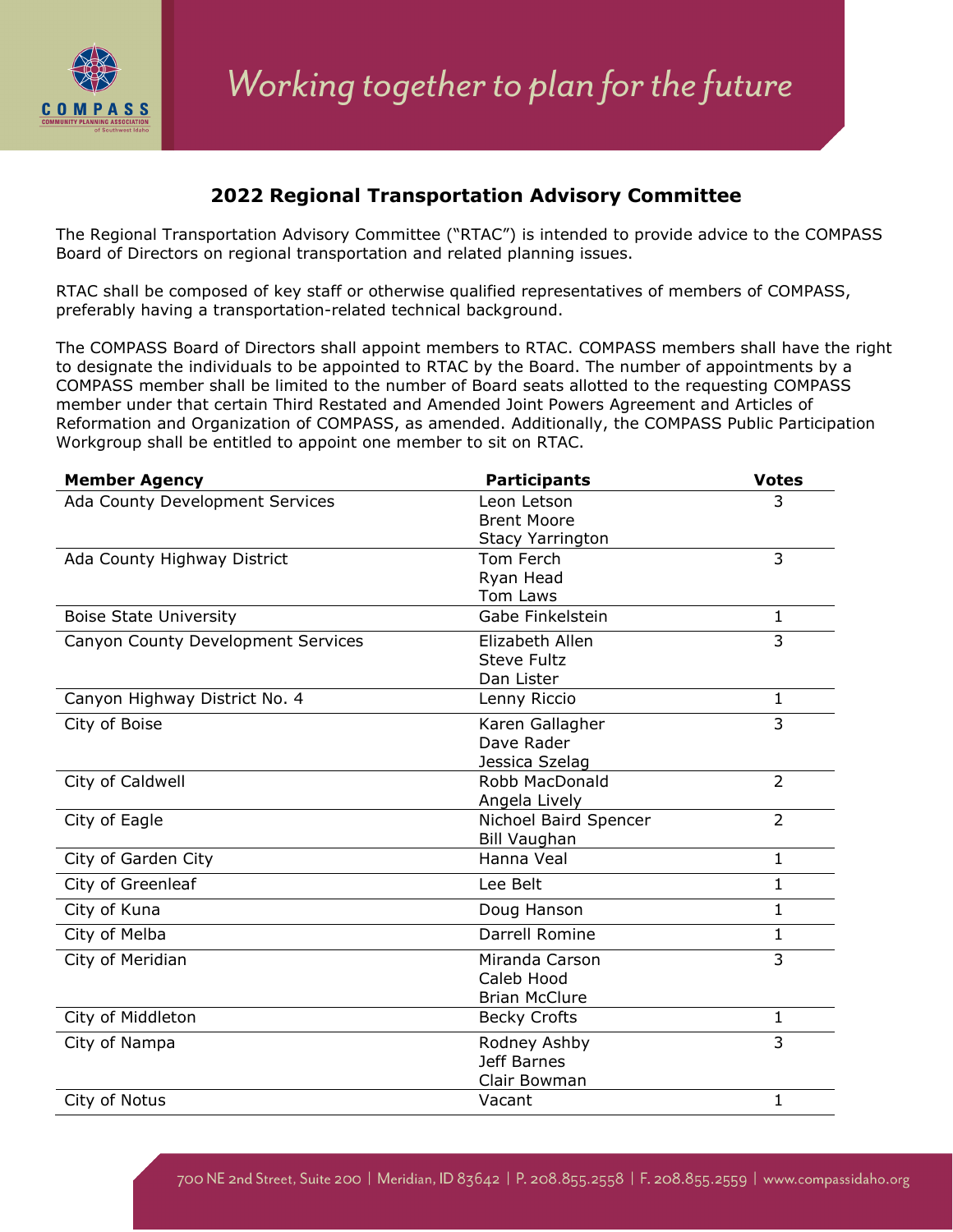## 2022 Regional Transportation Advisory Committee

The Regional Transportation Advisory Committee ("RTAC") is intended to provide advice to the COMPASS Board of Directors on regional transportation and related planning issues.

RTAC shall be composed of key staff or otherwise qualified representatives of members of COMPASS, preferably having a transportation-related technical background.

The COMPASS Board of Directors shall appoint members to RTAC. COMPASS members shall have the right to designate the individuals to be appointed to RTAC by the Board. The number of appointments by a COMPASS member shall be limited to the number of Board seats allotted to the requesting COMPASS member under that certain Third Restated and Amended Joint Powers Agreement and Articles of Reformation and Organization of COMPASS, as amended. Additionally, the COMPASS Public Participation Workgroup shall be entitled to appoint one member to sit on RTAC.

| Member Agency | Participants | Votes |
|---|---|---|
| Ada County Development Services | Leon Letson<br>Brent Moore<br>Stacy Yarrington | 3 |
| Ada County Highway District | Tom Ferch<br>Ryan Head<br>Tom Laws | 3 |
| Boise State University | Gabe Finkelstein | 1 |
| Canyon County Development Services | Elizabeth Allen<br>Steve Fultz<br>Dan Lister | 3 |
| Canyon Highway District No. 4 | Lenny Riccio | 1 |
| City of Boise | Karen Gallagher<br>Dave Rader<br>Jessica Szelag | 3 |
| City of Caldwell | Robb MacDonald<br>Angela Lively | 2 |
| City of Eagle | Nichoel Baird Spencer<br>Bill Vaughan | 2 |
| City of Garden City | Hanna Veal | 1 |
| City of Greenleaf | Lee Belt | 1 |
| City of Kuna | Doug Hanson | 1 |
| City of Melba | Darrell Romine | 1 |
| City of Meridian | Miranda Carson<br>Caleb Hood<br>Brian McClure | 3 |
| City of Middleton | Becky Crofts | 1 |
| City of Nampa | Rodney Ashby<br>Jeff Barnes<br>Clair Bowman | 3 |
| City of Notus | Vacant | 1 |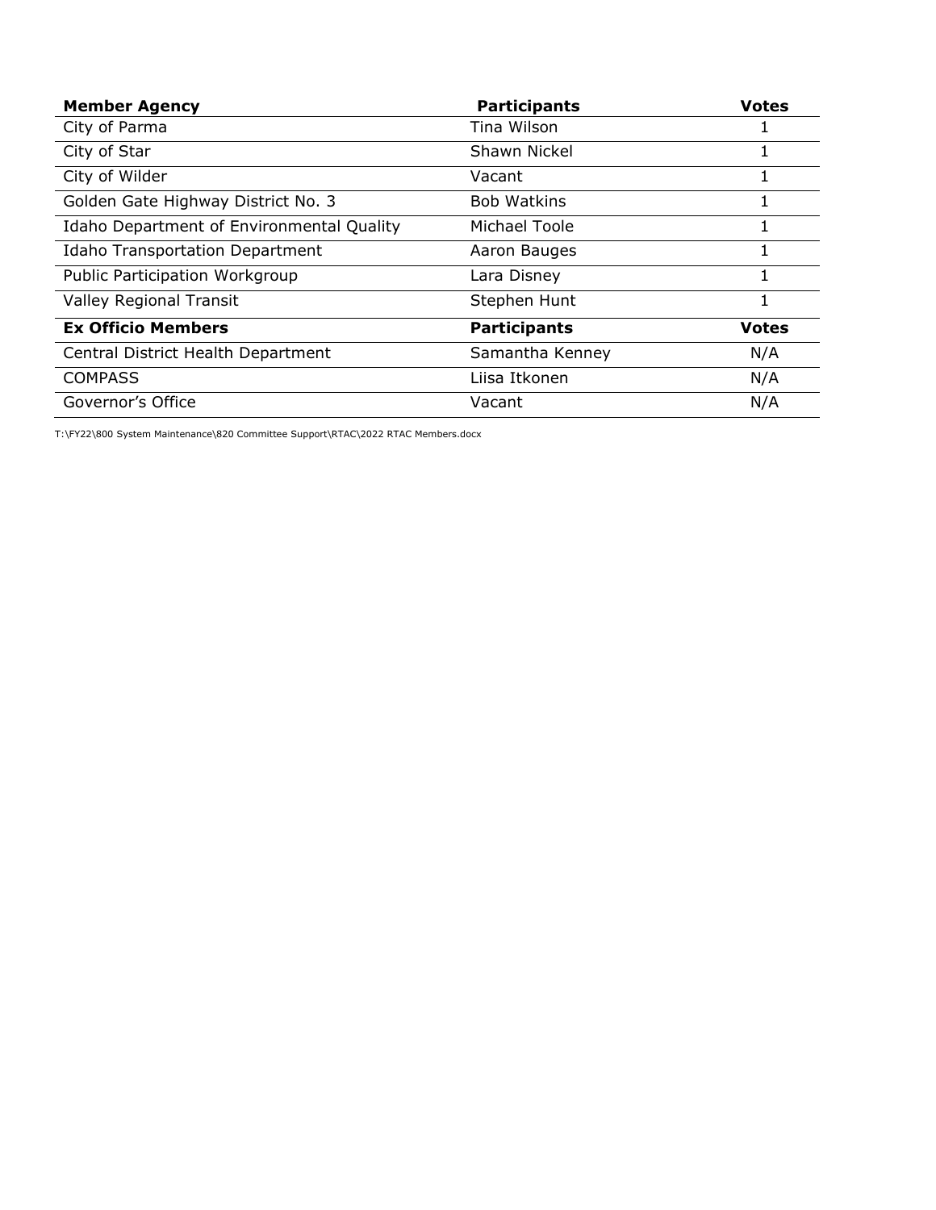| Member Agency | Participants | Votes |
|---|---|---|
| City of Parma | Tina Wilson | 1 |
| City of Star | Shawn Nickel | 1 |
| City of Wilder | Vacant | 1 |
| Golden Gate Highway District No. 3 | Bob Watkins | 1 |
| Idaho Department of Environmental Quality | Michael Toole | 1 |
| Idaho Transportation Department | Aaron Bauges | 1 |
| Public Participation Workgroup | Lara Disney | 1 |
| Valley Regional Transit | Stephen Hunt | 1 |
| **Ex Officio Members** | **Participants** | **Votes** |
| Central District Health Department | Samantha Kenney | N/A |
| COMPASS | Liisa Itkonen | N/A |
| Governor's Office | Vacant | N/A |

T:\FY22\800 System Maintenance\820 Committee Support\RTAC\2022 RTAC Members.docx